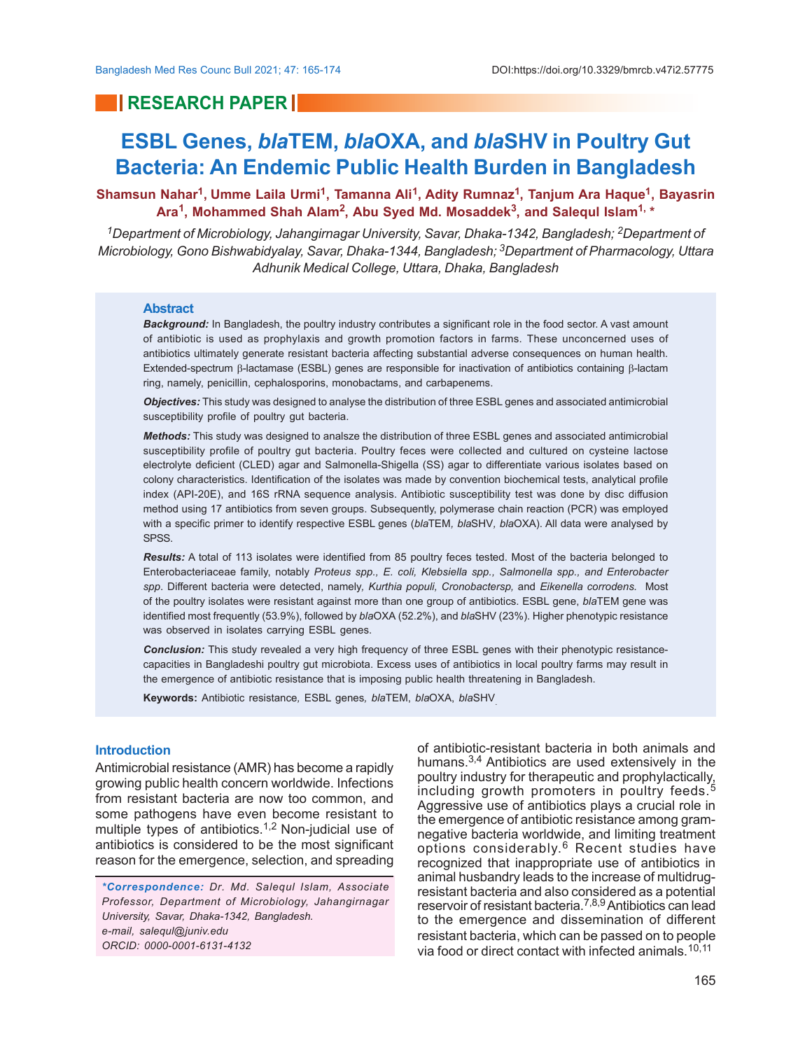## RESEARCH PAPER

# ESBL Genes, *bla*TEM, *bla*OXA, and *bla*SHV in Poultry Gut Bacteria: An Endemic Public Health Burden in Bangladesh

**Shamsun Nahar[1], Umme Laila Urmi[1], Tamanna Ali[1], Adity Rumnaz[1], Tanjum Ara Haque[1], Bayasrin Ara[1], Mohammed Shah Alam[2], Abu Syed Md. Mosaddek[3], and Salequl Islam[1,*]**

*[1]Department of Microbiology, Jahangirnagar University, Savar, Dhaka-1342, Bangladesh; [2]Department of Microbiology, Gono Bishwabidyalay, Savar, Dhaka-1344, Bangladesh; [3]Department of Pharmacology, Uttara Adhunik Medical College, Uttara, Dhaka, Bangladesh*

### Abstract

***Background:*** In Bangladesh, the poultry industry contributes a significant role in the food sector. A vast amount of antibiotic is used as prophylaxis and growth promotion factors in farms. These unconcerned uses of antibiotics ultimately generate resistant bacteria affecting substantial adverse consequences on human health. Extended-spectrum β-lactamase (ESBL) genes are responsible for inactivation of antibiotics containing β-lactam ring, namely, penicillin, cephalosporins, monobactams, and carbapenems.

***Objectives:*** This study was designed to analyse the distribution of three ESBL genes and associated antimicrobial susceptibility profile of poultry gut bacteria.

***Methods:*** This study was designed to analsze the distribution of three ESBL genes and associated antimicrobial susceptibility profile of poultry gut bacteria. Poultry feces were collected and cultured on cysteine lactose electrolyte deficient (CLED) agar and Salmonella-Shigella (SS) agar to differentiate various isolates based on colony characteristics. Identification of the isolates was made by convention biochemical tests, analytical profile index (API-20E), and 16S rRNA sequence analysis. Antibiotic susceptibility test was done by disc diffusion method using 17 antibiotics from seven groups. Subsequently, polymerase chain reaction (PCR) was employed with a specific primer to identify respective ESBL genes (*bla*TEM, *bla*SHV, *bla*OXA). All data were analysed by SPSS.

***Results:*** A total of 113 isolates were identified from 85 poultry feces tested. Most of the bacteria belonged to Enterobacteriaceae family, notably *Proteus spp., E. coli, Klebsiella spp., Salmonella spp., and Enterobacter spp*. Different bacteria were detected, namely, *Kurthia populi, Cronobactersp,* and *Eikenella corrodens.* Most of the poultry isolates were resistant against more than one group of antibiotics. ESBL gene, *bla*TEM gene was identified most frequently (53.9%), followed by *bla*OXA (52.2%), and *bla*SHV (23%). Higher phenotypic resistance was observed in isolates carrying ESBL genes.

***Conclusion:*** This study revealed a very high frequency of three ESBL genes with their phenotypic resistance-capacities in Bangladeshi poultry gut microbiota. Excess uses of antibiotics in local poultry farms may result in the emergence of antibiotic resistance that is imposing public health threatening in Bangladesh.

**Keywords:** Antibiotic resistance, ESBL genes, *bla*TEM, *bla*OXA, *bla*SHV.

### Introduction

Antimicrobial resistance (AMR) has become a rapidly growing public health concern worldwide. Infections from resistant bacteria are now too common, and some pathogens have even become resistant to multiple types of antibiotics.[1,2] Non-judicial use of antibiotics is considered to be the most significant reason for the emergence, selection, and spreading of antibiotic-resistant bacteria in both animals and humans.[3,4] Antibiotics are used extensively in the poultry industry for therapeutic and prophylactically, including growth promoters in poultry feeds.[5] Aggressive use of antibiotics plays a crucial role in the emergence of antibiotic resistance among gram-negative bacteria worldwide, and limiting treatment options considerably.[6] Recent studies have recognized that inappropriate use of antibiotics in animal husbandry leads to the increase of multidrug-resistant bacteria and also considered as a potential reservoir of resistant bacteria.[7,8,9] Antibiotics can lead to the emergence and dissemination of different resistant bacteria, which can be passed on to people via food or direct contact with infected animals.[10,11]

*\*Correspondence: Dr. Md. Salequl Islam, Associate Professor, Department of Microbiology, Jahangirnagar University, Savar, Dhaka-1342, Bangladesh. e-mail, salequl@juniv.edu ORCID: 0000-0001-6131-4132*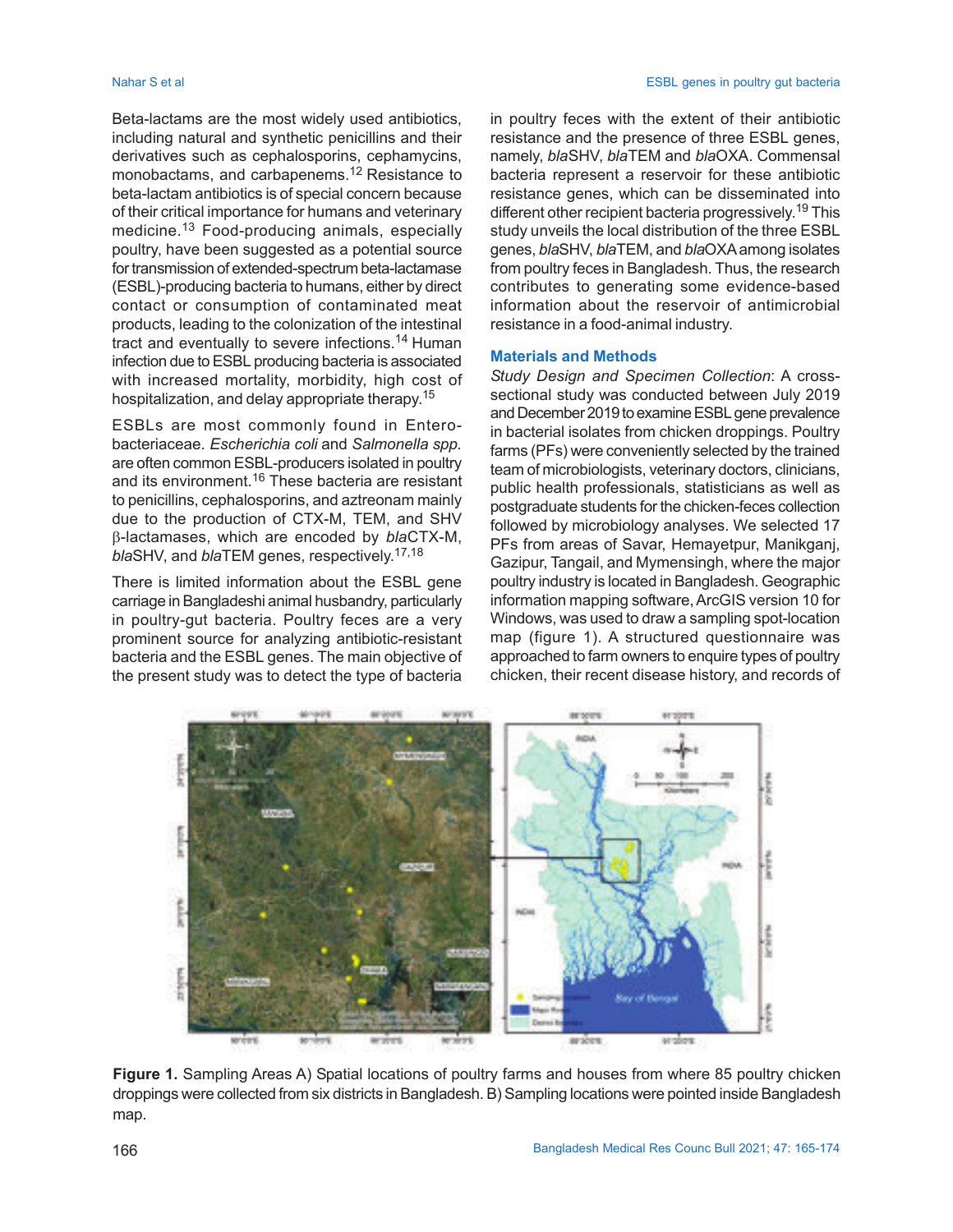Beta-lactams are the most widely used antibiotics, including natural and synthetic penicillins and their derivatives such as cephalosporins, cephamycins, monobactams, and carbapenems.[12] Resistance to beta-lactam antibiotics is of special concern because of their critical importance for humans and veterinary medicine.[13] Food-producing animals, especially poultry, have been suggested as a potential source for transmission of extended-spectrum beta-lactamase (ESBL)-producing bacteria to humans, either by direct contact or consumption of contaminated meat products, leading to the colonization of the intestinal tract and eventually to severe infections.[14] Human infection due to ESBL producing bacteria is associated with increased mortality, morbidity, high cost of hospitalization, and delay appropriate therapy.[15]

ESBLs are most commonly found in Enterobacteriaceae. *Escherichia coli* and *Salmonella spp.* are often common ESBL-producers isolated in poultry and its environment.[16] These bacteria are resistant to penicillins, cephalosporins, and aztreonam mainly due to the production of CTX-M, TEM, and SHV β-lactamases, which are encoded by *bla*CTX-M, *bla*SHV, and *bla*TEM genes, respectively.[17,18]

There is limited information about the ESBL gene carriage in Bangladeshi animal husbandry, particularly in poultry-gut bacteria. Poultry feces are a very prominent source for analyzing antibiotic-resistant bacteria and the ESBL genes. The main objective of the present study was to detect the type of bacteria in poultry feces with the extent of their antibiotic resistance and the presence of three ESBL genes, namely, *bla*SHV, *bla*TEM and *bla*OXA. Commensal bacteria represent a reservoir for these antibiotic resistance genes, which can be disseminated into different other recipient bacteria progressively.[19] This study unveils the local distribution of the three ESBL genes, *bla*SHV, *bla*TEM, and *bla*OXA among isolates from poultry feces in Bangladesh. Thus, the research contributes to generating some evidence-based information about the reservoir of antimicrobial resistance in a food-animal industry.

## Materials and Methods

*Study Design and Specimen Collection*: A cross-sectional study was conducted between July 2019 and December 2019 to examine ESBL gene prevalence in bacterial isolates from chicken droppings. Poultry farms (PFs) were conveniently selected by the trained team of microbiologists, veterinary doctors, clinicians, public health professionals, statisticians as well as postgraduate students for the chicken-feces collection followed by microbiology analyses. We selected 17 PFs from areas of Savar, Hemayetpur, Manikganj, Gazipur, Tangail, and Mymensingh, where the major poultry industry is located in Bangladesh. Geographic information mapping software, ArcGIS version 10 for Windows, was used to draw a sampling spot-location map (figure 1). A structured questionnaire was approached to farm owners to enquire types of poultry chicken, their recent disease history, and records of

**Figure 1.** Sampling Areas A) Spatial locations of poultry farms and houses from where 85 poultry chicken droppings were collected from six districts in Bangladesh. B) Sampling locations were pointed inside Bangladesh map.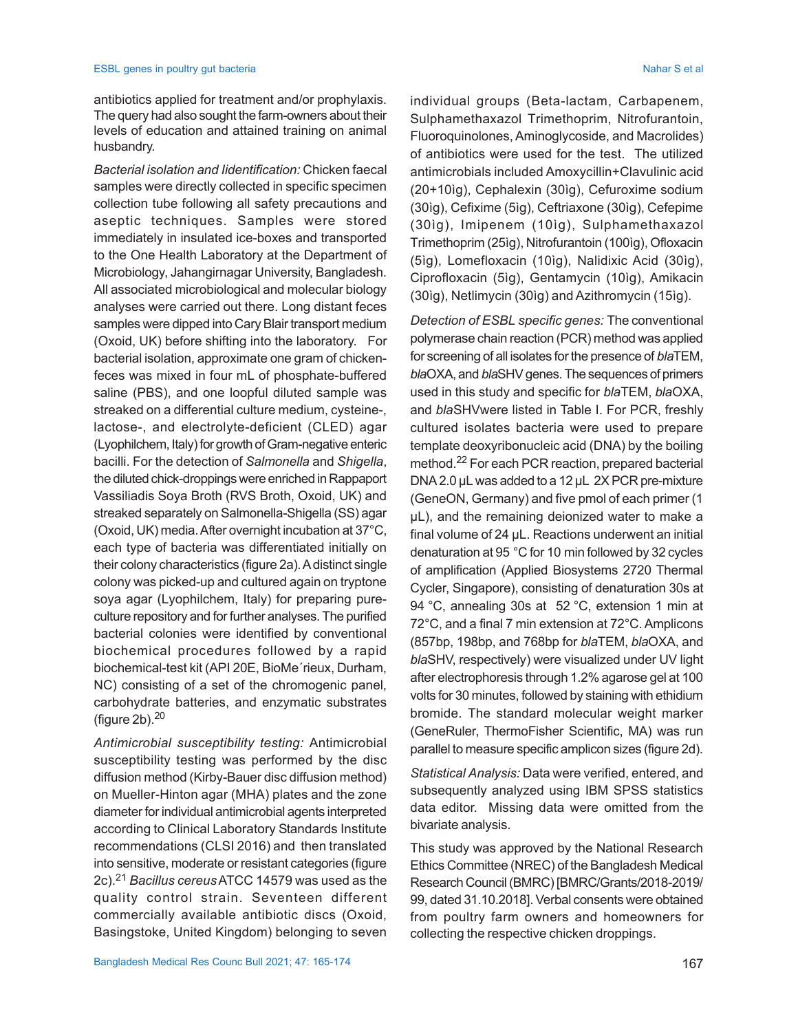antibiotics applied for treatment and/or prophylaxis. The query had also sought the farm-owners about their levels of education and attained training on animal husbandry.

*Bacterial isolation and Iidentification:* Chicken faecal samples were directly collected in specific specimen collection tube following all safety precautions and aseptic techniques. Samples were stored immediately in insulated ice-boxes and transported to the One Health Laboratory at the Department of Microbiology, Jahangirnagar University, Bangladesh. All associated microbiological and molecular biology analyses were carried out there. Long distant feces samples were dipped into Cary Blair transport medium (Oxoid, UK) before shifting into the laboratory. For bacterial isolation, approximate one gram of chicken-feces was mixed in four mL of phosphate-buffered saline (PBS), and one loopful diluted sample was streaked on a differential culture medium, cysteine-, lactose-, and electrolyte-deficient (CLED) agar (Lyophilchem, Italy) for growth of Gram-negative enteric bacilli. For the detection of *Salmonella* and *Shigella*, the diluted chick-droppings were enriched in Rappaport Vassiliadis Soya Broth (RVS Broth, Oxoid, UK) and streaked separately on Salmonella-Shigella (SS) agar (Oxoid, UK) media. After overnight incubation at 37°C, each type of bacteria was differentiated initially on their colony characteristics (figure 2a). A distinct single colony was picked-up and cultured again on tryptone soya agar (Lyophilchem, Italy) for preparing pure-culture repository and for further analyses. The purified bacterial colonies were identified by conventional biochemical procedures followed by a rapid biochemical-test kit (API 20E, BioMe´rieux, Durham, NC) consisting of a set of the chromogenic panel, carbohydrate batteries, and enzymatic substrates (figure 2b).[20]

*Antimicrobial susceptibility testing:* Antimicrobial susceptibility testing was performed by the disc diffusion method (Kirby-Bauer disc diffusion method) on Mueller-Hinton agar (MHA) plates and the zone diameter for individual antimicrobial agents interpreted according to Clinical Laboratory Standards Institute recommendations (CLSI 2016) and then translated into sensitive, moderate or resistant categories (figure 2c).[21] *Bacillus cereus* ATCC 14579 was used as the quality control strain. Seventeen different commercially available antibiotic discs (Oxoid, Basingstoke, United Kingdom) belonging to seven individual groups (Beta-lactam, Carbapenem, Sulphamethaxazol Trimethoprim, Nitrofurantoin, Fluoroquinolones, Aminoglycoside, and Macrolides) of antibiotics were used for the test. The utilized antimicrobials included Amoxycillin+Clavulinic acid (20+10ìg), Cephalexin (30ìg), Cefuroxime sodium (30ìg), Cefixime (5ìg), Ceftriaxone (30ìg), Cefepime (30ìg), Imipenem (10ìg), Sulphamethaxazol Trimethoprim (25ìg), Nitrofurantoin (100ìg), Ofloxacin (5ìg), Lomefloxacin (10ìg), Nalidixic Acid (30ìg), Ciprofloxacin (5ìg), Gentamycin (10ìg), Amikacin (30ìg), Netlimycin (30ìg) and Azithromycin (15ìg).

*Detection of ESBL specific genes:* The conventional polymerase chain reaction (PCR) method was applied for screening of all isolates for the presence of *bla*TEM, *bla*OXA, and *bla*SHV genes. The sequences of primers used in this study and specific for *bla*TEM, *bla*OXA, and *bla*SHVwere listed in Table I. For PCR, freshly cultured isolates bacteria were used to prepare template deoxyribonucleic acid (DNA) by the boiling method.[22] For each PCR reaction, prepared bacterial DNA 2.0 µL was added to a 12 µL 2X PCR pre-mixture (GeneON, Germany) and five pmol of each primer (1 µL), and the remaining deionized water to make a final volume of 24 µL. Reactions underwent an initial denaturation at 95 °C for 10 min followed by 32 cycles of amplification (Applied Biosystems 2720 Thermal Cycler, Singapore), consisting of denaturation 30s at 94 °C, annealing 30s at 52 °C, extension 1 min at 72°C, and a final 7 min extension at 72°C. Amplicons (857bp, 198bp, and 768bp for *bla*TEM, *bla*OXA, and *bla*SHV, respectively) were visualized under UV light after electrophoresis through 1.2% agarose gel at 100 volts for 30 minutes, followed by staining with ethidium bromide. The standard molecular weight marker (GeneRuler, ThermoFisher Scientific, MA) was run parallel to measure specific amplicon sizes (figure 2d).

*Statistical Analysis:* Data were verified, entered, and subsequently analyzed using IBM SPSS statistics data editor. Missing data were omitted from the bivariate analysis.

This study was approved by the National Research Ethics Committee (NREC) of the Bangladesh Medical Research Council (BMRC) [BMRC/Grants/2018-2019/99, dated 31.10.2018]. Verbal consents were obtained from poultry farm owners and homeowners for collecting the respective chicken droppings.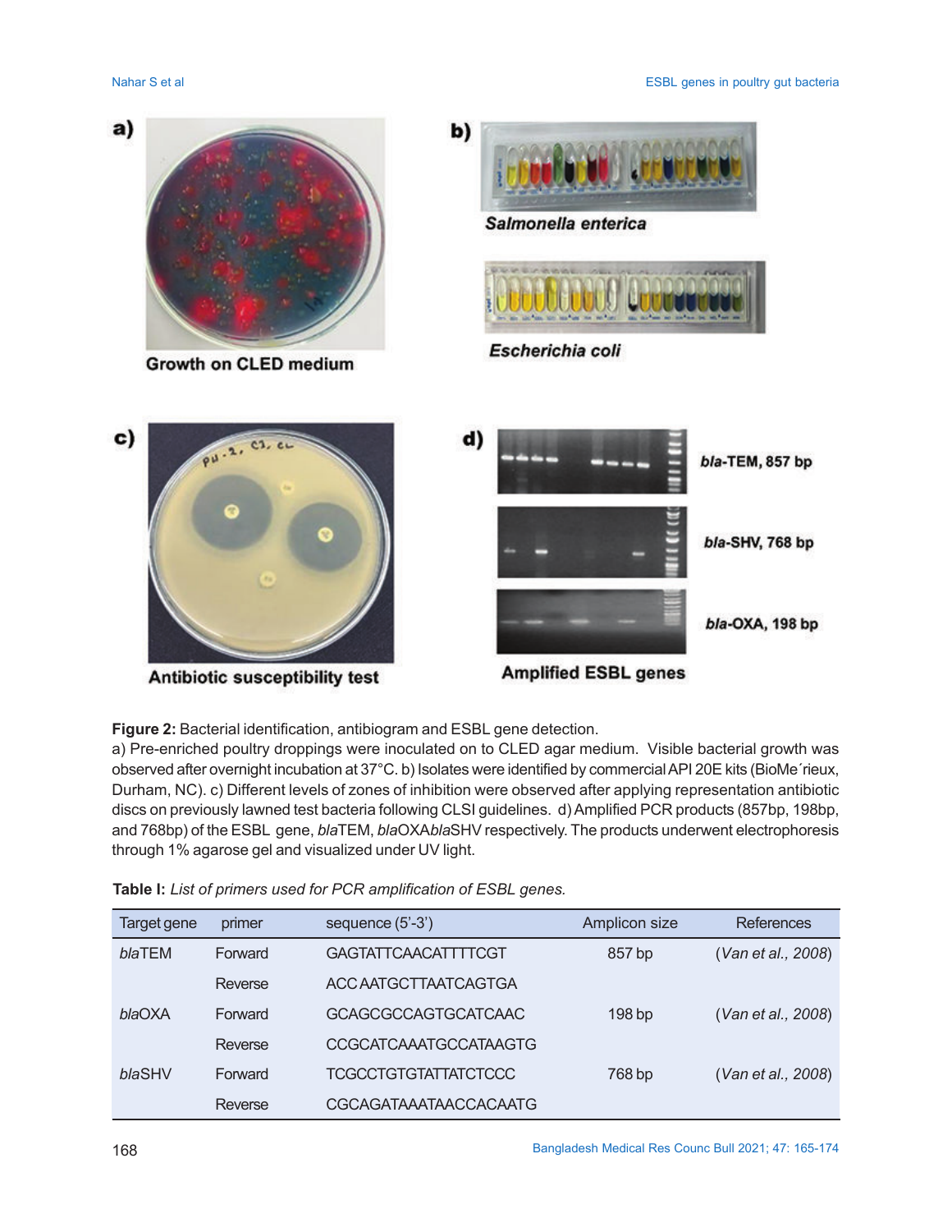**Figure 2:** Bacterial identification, antibiogram and ESBL gene detection.
a) Pre-enriched poultry droppings were inoculated on to CLED agar medium. Visible bacterial growth was observed after overnight incubation at 37°C. b) Isolates were identified by commercial API 20E kits (BioMe´rieux, Durham, NC). c) Different levels of zones of inhibition were observed after applying representation antibiotic discs on previously lawned test bacteria following CLSI guidelines. d) Amplified PCR products (857bp, 198bp, and 768bp) of the ESBL gene, *bla*TEM, *bla*OXA*bla*SHV respectively. The products underwent electrophoresis through 1% agarose gel and visualized under UV light.

**Table I:** *List of primers used for PCR amplification of ESBL genes.*

| Target gene | primer | sequence (5'-3') | Amplicon size | References |
|---|---|---|---|---|
| *bla*TEM | Forward | GAGTATTCAACATTTTCGT | 857 bp | (*Van et al., 2008*) |
| | Reverse | ACC AATGCTTAATCAGTGA | | |
| *bla*OXA | Forward | GCAGCGCCAGTGCATCAAC | 198 bp | (*Van et al., 2008*) |
| | Reverse | CCGCATCAAATGCCATAAGTG | | |
| *bla*SHV | Forward | TCGCCTGTGTATTATCTCCC | 768 bp | (*Van et al., 2008*) |
| | Reverse | CGCAGATAAATAACCACAATG | | |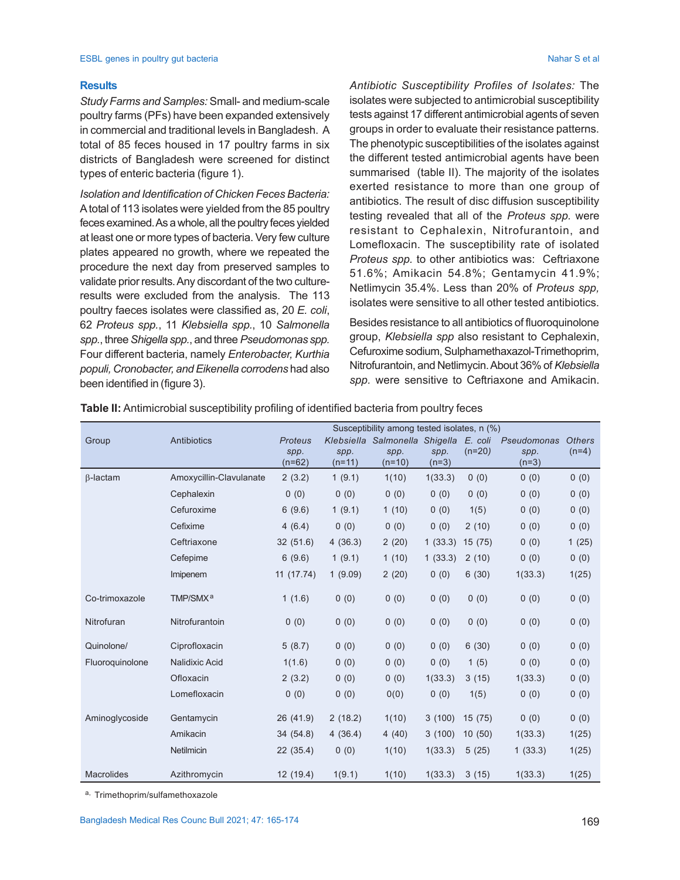## Results

*Study Farms and Samples:* Small- and medium-scale poultry farms (PFs) have been expanded extensively in commercial and traditional levels in Bangladesh. A total of 85 feces housed in 17 poultry farms in six districts of Bangladesh were screened for distinct types of enteric bacteria (figure 1).

*Isolation and Identification of Chicken Feces Bacteria:* A total of 113 isolates were yielded from the 85 poultry feces examined. As a whole, all the poultry feces yielded at least one or more types of bacteria. Very few culture plates appeared no growth, where we repeated the procedure the next day from preserved samples to validate prior results. Any discordant of the two culture-results were excluded from the analysis. The 113 poultry faeces isolates were classified as, 20 *E. coli*, 62 *Proteus spp.*, 11 *Klebsiella spp.*, 10 *Salmonella spp.*, three *Shigella spp.*, and three *Pseudomonas spp.* Four different bacteria, namely *Enterobacter, Kurthia populi, Cronobacter, and Eikenella corrodens* had also been identified in (figure 3).

*Antibiotic Susceptibility Profiles of Isolates:* The isolates were subjected to antimicrobial susceptibility tests against 17 different antimicrobial agents of seven groups in order to evaluate their resistance patterns. The phenotypic susceptibilities of the isolates against the different tested antimicrobial agents have been summarised (table II). The majority of the isolates exerted resistance to more than one group of antibiotics. The result of disc diffusion susceptibility testing revealed that all of the *Proteus spp.* were resistant to Cephalexin, Nitrofurantoin, and Lomefloxacin. The susceptibility rate of isolated *Proteus spp.* to other antibiotics was: Ceftriaxone 51.6%; Amikacin 54.8%; Gentamycin 41.9%; Netlimycin 35.4%. Less than 20% of *Proteus spp,* isolates were sensitive to all other tested antibiotics.

Besides resistance to all antibiotics of fluoroquinolone group, *Klebsiella spp* also resistant to Cephalexin, Cefuroxime sodium, Sulphamethaxazol-Trimethoprim, Nitrofurantoin, and Netlimycin. About 36% of *Klebsiella spp.* were sensitive to Ceftriaxone and Amikacin.

**Table II:** Antimicrobial susceptibility profiling of identified bacteria from poultry feces

| Group | Antibiotics | Susceptibility among tested isolates, n (%) | | | | | | |
|---|---|---|---|---|---|---|---|---|
| | | *Proteus spp.* (n=62) | *Klebsiella spp.* (n=11) | *Salmonella spp.* (n=10) | *Shigella spp.* (n=3) | *E. coli* (n=20) | *Pseudomonas spp.* (n=3) | *Others* (n=4) |
| β-lactam | Amoxycillin-Clavulanate | 2 (3.2) | 1 (9.1) | 1(10) | 1(33.3) | 0 (0) | 0 (0) | 0 (0) |
| | Cephalexin | 0 (0) | 0 (0) | 0 (0) | 0 (0) | 0 (0) | 0 (0) | 0 (0) |
| | Cefuroxime | 6 (9.6) | 1 (9.1) | 1 (10) | 0 (0) | 1(5) | 0 (0) | 0 (0) |
| | Cefixime | 4 (6.4) | 0 (0) | 0 (0) | 0 (0) | 2 (10) | 0 (0) | 0 (0) |
| | Ceftriaxone | 32 (51.6) | 4 (36.3) | 2 (20) | 1 (33.3) | 15 (75) | 0 (0) | 1 (25) |
| | Cefepime | 6 (9.6) | 1 (9.1) | 1 (10) | 1 (33.3) | 2 (10) | 0 (0) | 0 (0) |
| | Imipenem | 11 (17.74) | 1 (9.09) | 2 (20) | 0 (0) | 6 (30) | 1(33.3) | 1(25) |
| Co-trimoxazole | TMP/SMX[a] | 1 (1.6) | 0 (0) | 0 (0) | 0 (0) | 0 (0) | 0 (0) | 0 (0) |
| Nitrofuran | Nitrofurantoin | 0 (0) | 0 (0) | 0 (0) | 0 (0) | 0 (0) | 0 (0) | 0 (0) |
| Quinolone/ Fluoroquinolone | Ciprofloxacin | 5 (8.7) | 0 (0) | 0 (0) | 0 (0) | 6 (30) | 0 (0) | 0 (0) |
| | Nalidixic Acid | 1(1.6) | 0 (0) | 0 (0) | 0 (0) | 1 (5) | 0 (0) | 0 (0) |
| | Ofloxacin | 2 (3.2) | 0 (0) | 0 (0) | 1(33.3) | 3 (15) | 1(33.3) | 0 (0) |
| | Lomefloxacin | 0 (0) | 0 (0) | 0(0) | 0 (0) | 1(5) | 0 (0) | 0 (0) |
| Aminoglycoside | Gentamycin | 26 (41.9) | 2 (18.2) | 1(10) | 3 (100) | 15 (75) | 0 (0) | 0 (0) |
| | Amikacin | 34 (54.8) | 4 (36.4) | 4 (40) | 3 (100) | 10 (50) | 1(33.3) | 1(25) |
| | Netilmicin | 22 (35.4) | 0 (0) | 1(10) | 1(33.3) | 5 (25) | 1 (33.3) | 1(25) |
| Macrolides | Azithromycin | 12 (19.4) | 1(9.1) | 1(10) | 1(33.3) | 3 (15) | 1(33.3) | 1(25) |

[a] Trimethoprim/sulfamethoxazole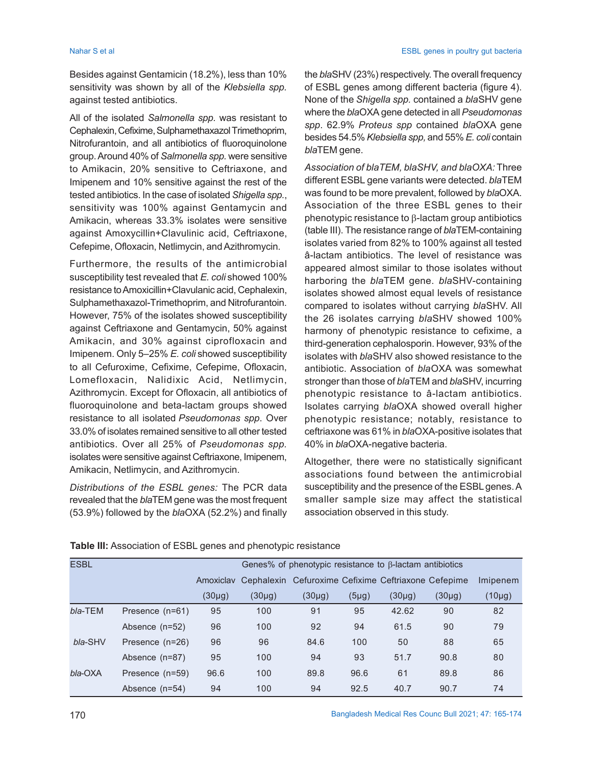Besides against Gentamicin (18.2%), less than 10% sensitivity was shown by all of the *Klebsiella spp.* against tested antibiotics.

All of the isolated *Salmonella spp.* was resistant to Cephalexin, Cefixime, Sulphamethaxazol Trimethoprim, Nitrofurantoin, and all antibiotics of fluoroquinolone group. Around 40% of *Salmonella spp.* were sensitive to Amikacin, 20% sensitive to Ceftriaxone, and Imipenem and 10% sensitive against the rest of the tested antibiotics. In the case of isolated *Shigella spp.*, sensitivity was 100% against Gentamycin and Amikacin, whereas 33.3% isolates were sensitive against Amoxycillin+Clavulinic acid, Ceftriaxone, Cefepime, Ofloxacin, Netlimycin, and Azithromycin.

Furthermore, the results of the antimicrobial susceptibility test revealed that *E. coli* showed 100% resistance to Amoxicillin+Clavulanic acid, Cephalexin, Sulphamethaxazol-Trimethoprim, and Nitrofurantoin. However, 75% of the isolates showed susceptibility against Ceftriaxone and Gentamycin, 50% against Amikacin, and 30% against ciprofloxacin and Imipenem. Only 5–25% *E. coli* showed susceptibility to all Cefuroxime, Cefixime, Cefepime, Ofloxacin, Lomefloxacin, Nalidixic Acid, Netlimycin, Azithromycin. Except for Ofloxacin, all antibiotics of fluoroquinolone and beta-lactam groups showed resistance to all isolated *Pseudomonas spp.* Over 33.0% of isolates remained sensitive to all other tested antibiotics. Over all 25% of *Pseudomonas spp.* isolates were sensitive against Ceftriaxone, Imipenem, Amikacin, Netlimycin, and Azithromycin.

*Distributions of the ESBL genes:* The PCR data revealed that the *bla*TEM gene was the most frequent (53.9%) followed by the *bla*OXA (52.2%) and finally the *bla*SHV (23%) respectively. The overall frequency of ESBL genes among different bacteria (figure 4). None of the *Shigella spp.* contained a *bla*SHV gene where the *bla*OXA gene detected in all *Pseudomonas spp*. 62.9% *Proteus spp* contained *bla*OXA gene besides 54.5% *Klebsiella spp,* and 55% *E. coli* contain *bla*TEM gene.

*Association of blaTEM, blaSHV, and blaOXA:* Three different ESBL gene variants were detected. *bla*TEM was found to be more prevalent, followed by *bla*OXA. Association of the three ESBL genes to their phenotypic resistance to β-lactam group antibiotics (table III). The resistance range of *bla*TEM-containing isolates varied from 82% to 100% against all tested â-lactam antibiotics. The level of resistance was appeared almost similar to those isolates without harboring the *bla*TEM gene. *bla*SHV-containing isolates showed almost equal levels of resistance compared to isolates without carrying *bla*SHV. All the 26 isolates carrying *bla*SHV showed 100% harmony of phenotypic resistance to cefixime, a third-generation cephalosporin. However, 93% of the isolates with *bla*SHV also showed resistance to the antibiotic. Association of *bla*OXA was somewhat stronger than those of *bla*TEM and *bla*SHV, incurring phenotypic resistance to â-lactam antibiotics. Isolates carrying *bla*OXA showed overall higher phenotypic resistance; notably, resistance to ceftriaxone was 61% in *bla*OXA-positive isolates that 40% in *bla*OXA-negative bacteria.

Altogether, there were no statistically significant associations found between the antimicrobial susceptibility and the presence of the ESBL genes. A smaller sample size may affect the statistical association observed in this study.

**Table III:** Association of ESBL genes and phenotypic resistance

| ESBL | | Genes% of phenotypic resistance to β-lactam antibiotics | | | | | | |
|---|---|---|---|---|---|---|---|---|
| | | Amoxiclav (30µg) | Cephalexin (30µg) | Cefuroxime (30µg) | Cefixime (5µg) | Ceftriaxone (30µg) | Cefepime (30µg) | Imipenem (10µg) |
| *bla*-TEM | Presence (n=61) | 95 | 100 | 91 | 95 | 42.62 | 90 | 82 |
| | Absence (n=52) | 96 | 100 | 92 | 94 | 61.5 | 90 | 79 |
| *bla*-SHV | Presence (n=26) | 96 | 96 | 84.6 | 100 | 50 | 88 | 65 |
| | Absence (n=87) | 95 | 100 | 94 | 93 | 51.7 | 90.8 | 80 |
| *bla*-OXA | Presence (n=59) | 96.6 | 100 | 89.8 | 96.6 | 61 | 89.8 | 86 |
| | Absence (n=54) | 94 | 100 | 94 | 92.5 | 40.7 | 90.7 | 74 |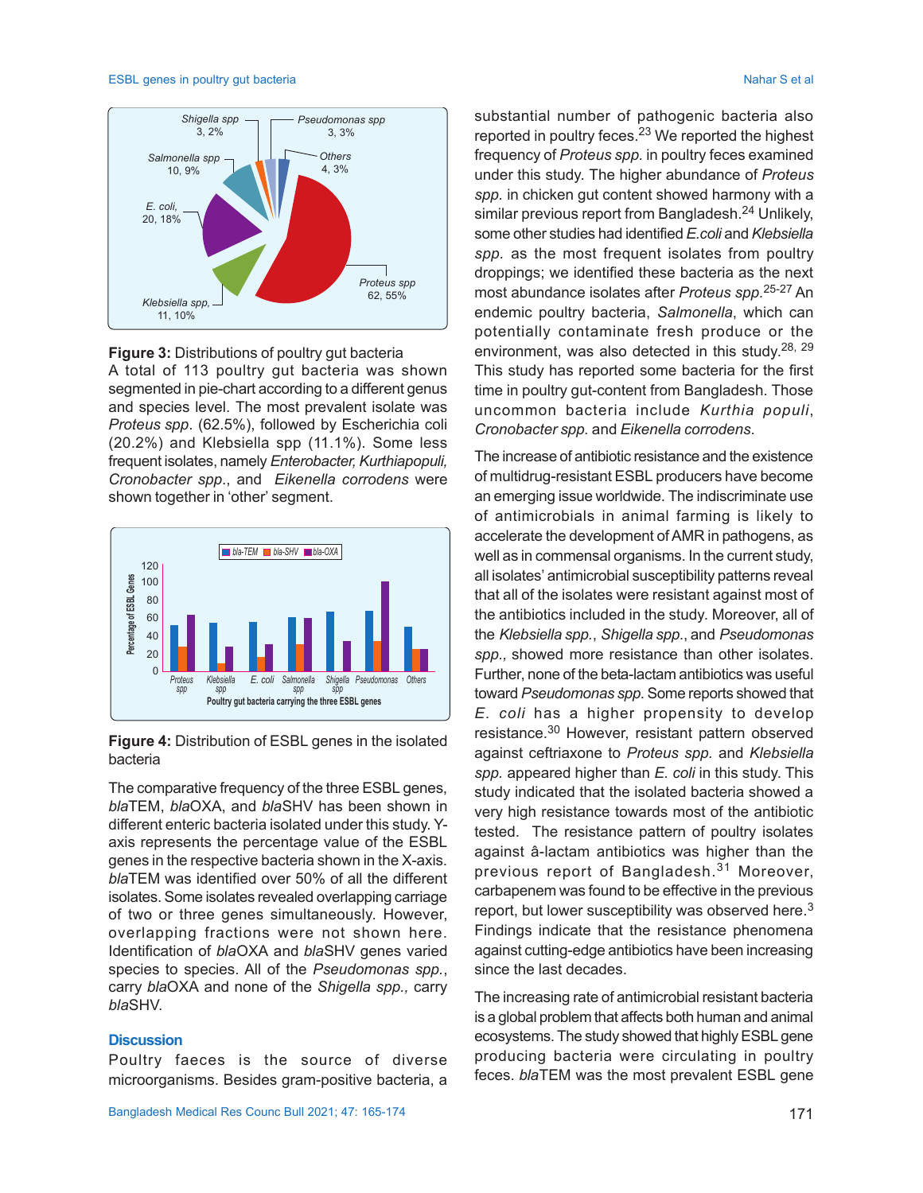**Figure 3:** Distributions of poultry gut bacteria

A total of 113 poultry gut bacteria was shown segmented in pie-chart according to a different genus and species level. The most prevalent isolate was *Proteus spp*. (62.5%), followed by Escherichia coli (20.2%) and Klebsiella spp (11.1%). Some less frequent isolates, namely *Enterobacter, Kurthiapopuli, Cronobacter spp*., and *Eikenella corrodens* were shown together in 'other' segment.

**Figure 4:** Distribution of ESBL genes in the isolated bacteria

The comparative frequency of the three ESBL genes, *bla*TEM, *bla*OXA, and *bla*SHV has been shown in different enteric bacteria isolated under this study. Y-axis represents the percentage value of the ESBL genes in the respective bacteria shown in the X-axis. *bla*TEM was identified over 50% of all the different isolates. Some isolates revealed overlapping carriage of two or three genes simultaneously. However, overlapping fractions were not shown here. Identification of *bla*OXA and *bla*SHV genes varied species to species. All of the *Pseudomonas spp.*, carry *bla*OXA and none of the *Shigella spp.,* carry *bla*SHV.

## Discussion

Poultry faeces is the source of diverse microorganisms. Besides gram-positive bacteria, a substantial number of pathogenic bacteria also reported in poultry feces.[23] We reported the highest frequency of *Proteus spp.* in poultry feces examined under this study. The higher abundance of *Proteus spp.* in chicken gut content showed harmony with a similar previous report from Bangladesh.[24] Unlikely, some other studies had identified *E.coli* and *Klebsiella spp.* as the most frequent isolates from poultry droppings; we identified these bacteria as the next most abundance isolates after *Proteus spp.*[25-27] An endemic poultry bacteria, *Salmonella*, which can potentially contaminate fresh produce or the environment, was also detected in this study.[28, 29] This study has reported some bacteria for the first time in poultry gut-content from Bangladesh. Those uncommon bacteria include *Kurthia populi*, *Cronobacter spp.* and *Eikenella corrodens*.

The increase of antibiotic resistance and the existence of multidrug-resistant ESBL producers have become an emerging issue worldwide. The indiscriminate use of antimicrobials in animal farming is likely to accelerate the development of AMR in pathogens, as well as in commensal organisms. In the current study, all isolates' antimicrobial susceptibility patterns reveal that all of the isolates were resistant against most of the antibiotics included in the study. Moreover, all of the *Klebsiella spp.*, *Shigella spp.*, and *Pseudomonas spp.,* showed more resistance than other isolates. Further, none of the beta-lactam antibiotics was useful toward *Pseudomonas spp.* Some reports showed that *E. coli* has a higher propensity to develop resistance.[30] However, resistant pattern observed against ceftriaxone to *Proteus spp.* and *Klebsiella spp.* appeared higher than *E. coli* in this study. This study indicated that the isolated bacteria showed a very high resistance towards most of the antibiotic tested. The resistance pattern of poultry isolates against â-lactam antibiotics was higher than the previous report of Bangladesh.[31] Moreover, carbapenem was found to be effective in the previous report, but lower susceptibility was observed here.[3] Findings indicate that the resistance phenomena against cutting-edge antibiotics have been increasing since the last decades.

The increasing rate of antimicrobial resistant bacteria is a global problem that affects both human and animal ecosystems. The study showed that highly ESBL gene producing bacteria were circulating in poultry feces. *bla*TEM was the most prevalent ESBL gene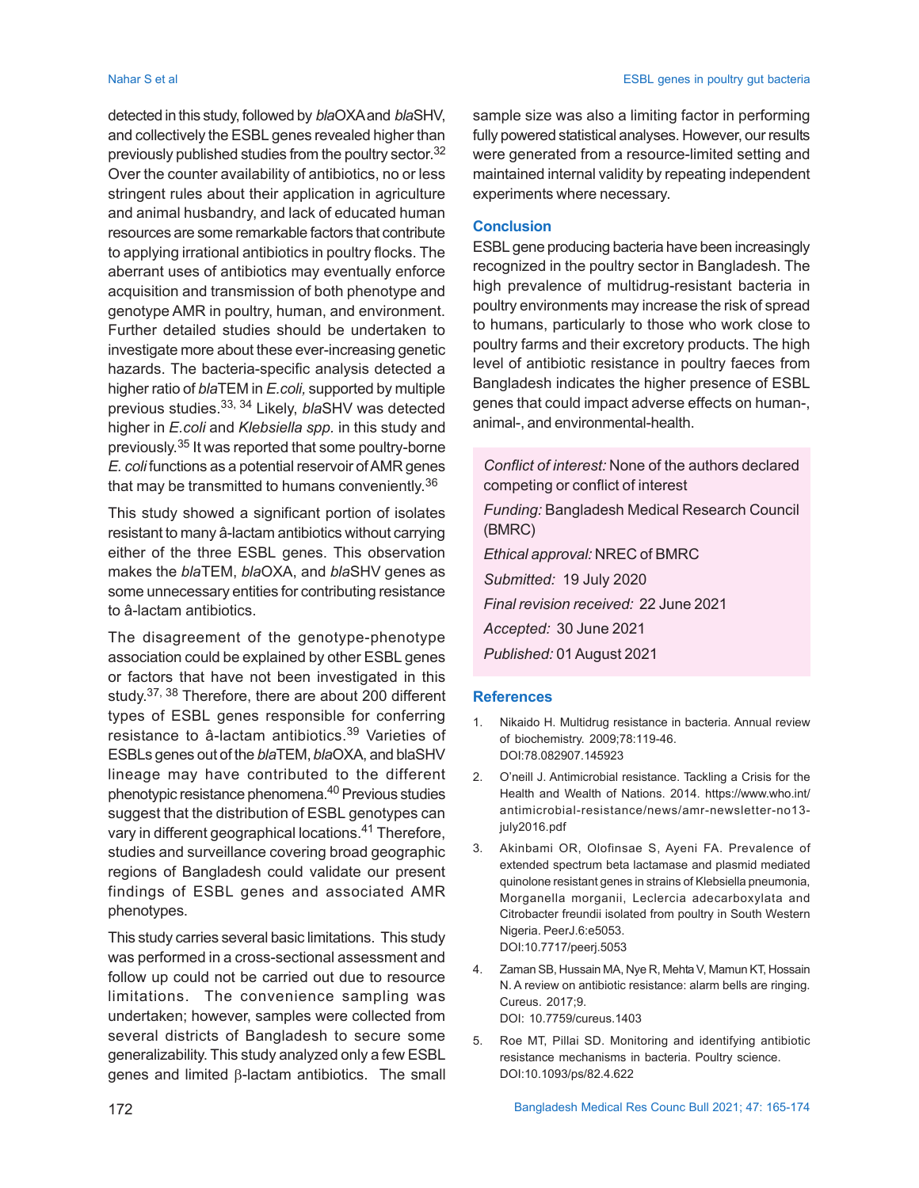detected in this study, followed by *bla*OXA and *bla*SHV, and collectively the ESBL genes revealed higher than previously published studies from the poultry sector.[32] Over the counter availability of antibiotics, no or less stringent rules about their application in agriculture and animal husbandry, and lack of educated human resources are some remarkable factors that contribute to applying irrational antibiotics in poultry flocks. The aberrant uses of antibiotics may eventually enforce acquisition and transmission of both phenotype and genotype AMR in poultry, human, and environment. Further detailed studies should be undertaken to investigate more about these ever-increasing genetic hazards. The bacteria-specific analysis detected a higher ratio of *bla*TEM in *E.coli,* supported by multiple previous studies.[33, 34] Likely, *bla*SHV was detected higher in *E.coli* and *Klebsiella spp.* in this study and previously.[35] It was reported that some poultry-borne *E. coli* functions as a potential reservoir of AMR genes that may be transmitted to humans conveniently.[36]

This study showed a significant portion of isolates resistant to many â-lactam antibiotics without carrying either of the three ESBL genes. This observation makes the *bla*TEM, *bla*OXA, and *bla*SHV genes as some unnecessary entities for contributing resistance to â-lactam antibiotics.

The disagreement of the genotype-phenotype association could be explained by other ESBL genes or factors that have not been investigated in this study.[37, 38] Therefore, there are about 200 different types of ESBL genes responsible for conferring resistance to â-lactam antibiotics.[39] Varieties of ESBLs genes out of the *bla*TEM, *bla*OXA, and blaSHV lineage may have contributed to the different phenotypic resistance phenomena.[40] Previous studies suggest that the distribution of ESBL genotypes can vary in different geographical locations.[41] Therefore, studies and surveillance covering broad geographic regions of Bangladesh could validate our present findings of ESBL genes and associated AMR phenotypes.

This study carries several basic limitations. This study was performed in a cross-sectional assessment and follow up could not be carried out due to resource limitations. The convenience sampling was undertaken; however, samples were collected from several districts of Bangladesh to secure some generalizability. This study analyzed only a few ESBL genes and limited β-lactam antibiotics. The small sample size was also a limiting factor in performing fully powered statistical analyses. However, our results were generated from a resource-limited setting and maintained internal validity by repeating independent experiments where necessary.

## Conclusion

ESBL gene producing bacteria have been increasingly recognized in the poultry sector in Bangladesh. The high prevalence of multidrug-resistant bacteria in poultry environments may increase the risk of spread to humans, particularly to those who work close to poultry farms and their excretory products. The high level of antibiotic resistance in poultry faeces from Bangladesh indicates the higher presence of ESBL genes that could impact adverse effects on human-, animal-, and environmental-health.

*Conflict of interest:* None of the authors declared competing or conflict of interest

*Funding:* Bangladesh Medical Research Council (BMRC)

*Ethical approval:* NREC of BMRC

*Submitted:* 19 July 2020

*Final revision received:* 22 June 2021

*Accepted:* 30 June 2021

*Published:* 01 August 2021

## References

1. Nikaido H. Multidrug resistance in bacteria. Annual review of biochemistry. 2009;78:119-46. DOI:78.082907.145923
2. O'neill J. Antimicrobial resistance. Tackling a Crisis for the Health and Wealth of Nations. 2014. https://www.who.int/antimicrobial-resistance/news/amr-newsletter-no13-july2016.pdf
3. Akinbami OR, Olofinsae S, Ayeni FA. Prevalence of extended spectrum beta lactamase and plasmid mediated quinolone resistant genes in strains of Klebsiella pneumonia, Morganella morganii, Leclercia adecarboxylata and Citrobacter freundii isolated from poultry in South Western Nigeria. PeerJ.6:e5053. DOI:10.7717/peerj.5053
4. Zaman SB, Hussain MA, Nye R, Mehta V, Mamun KT, Hossain N. A review on antibiotic resistance: alarm bells are ringing. Cureus. 2017;9. DOI: 10.7759/cureus.1403
5. Roe MT, Pillai SD. Monitoring and identifying antibiotic resistance mechanisms in bacteria. Poultry science. DOI:10.1093/ps/82.4.622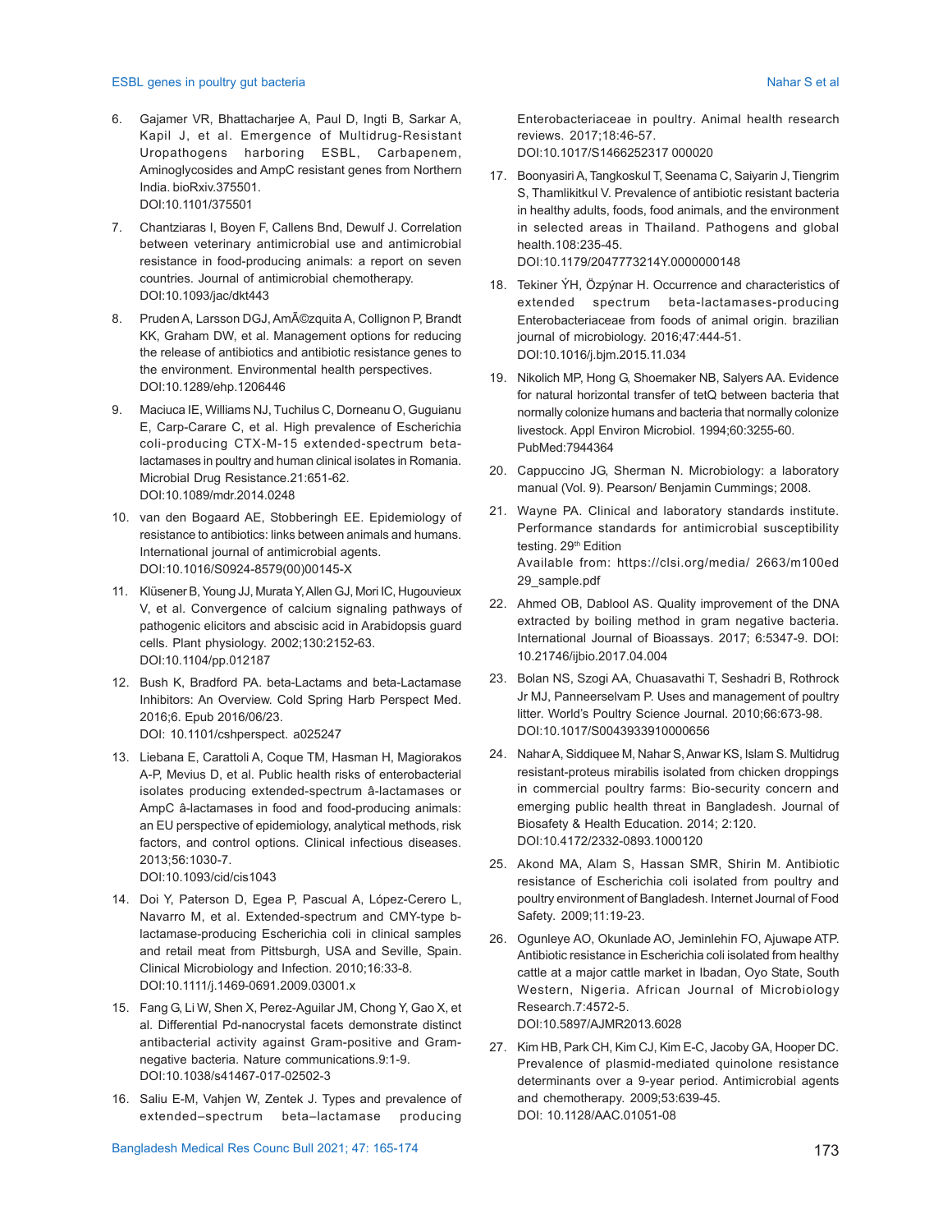6. Gajamer VR, Bhattacharjee A, Paul D, Ingti B, Sarkar A, Kapil J, et al. Emergence of Multidrug-Resistant Uropathogens harboring ESBL, Carbapenem, Aminoglycosides and AmpC resistant genes from Northern India. bioRxiv.375501. DOI:10.1101/375501

7. Chantziaras I, Boyen F, Callens Bnd, Dewulf J. Correlation between veterinary antimicrobial use and antimicrobial resistance in food-producing animals: a report on seven countries. Journal of antimicrobial chemotherapy. DOI:10.1093/jac/dkt443

8. Pruden A, Larsson DGJ, AmÃ©zquita A, Collignon P, Brandt KK, Graham DW, et al. Management options for reducing the release of antibiotics and antibiotic resistance genes to the environment. Environmental health perspectives. DOI:10.1289/ehp.1206446

9. Maciuca IE, Williams NJ, Tuchilus C, Dorneanu O, Guguianu E, Carp-Carare C, et al. High prevalence of Escherichia coli-producing CTX-M-15 extended-spectrum beta-lactamases in poultry and human clinical isolates in Romania. Microbial Drug Resistance.21:651-62. DOI:10.1089/mdr.2014.0248

10. van den Bogaard AE, Stobberingh EE. Epidemiology of resistance to antibiotics: links between animals and humans. International journal of antimicrobial agents. DOI:10.1016/S0924-8579(00)00145-X

11. Klüsener B, Young JJ, Murata Y, Allen GJ, Mori IC, Hugouvieux V, et al. Convergence of calcium signaling pathways of pathogenic elicitors and abscisic acid in Arabidopsis guard cells. Plant physiology. 2002;130:2152-63. DOI:10.1104/pp.012187

12. Bush K, Bradford PA. beta-Lactams and beta-Lactamase Inhibitors: An Overview. Cold Spring Harb Perspect Med. 2016;6. Epub 2016/06/23. DOI: 10.1101/cshperspect. a025247

13. Liebana E, Carattoli A, Coque TM, Hasman H, Magiorakos A-P, Mevius D, et al. Public health risks of enterobacterial isolates producing extended-spectrum â-lactamases or AmpC â-lactamases in food and food-producing animals: an EU perspective of epidemiology, analytical methods, risk factors, and control options. Clinical infectious diseases. 2013;56:1030-7. DOI:10.1093/cid/cis1043

14. Doi Y, Paterson D, Egea P, Pascual A, López-Cerero L, Navarro M, et al. Extended-spectrum and CMY-type b-lactamase-producing Escherichia coli in clinical samples and retail meat from Pittsburgh, USA and Seville, Spain. Clinical Microbiology and Infection. 2010;16:33-8. DOI:10.1111/j.1469-0691.2009.03001.x

15. Fang G, Li W, Shen X, Perez-Aguilar JM, Chong Y, Gao X, et al. Differential Pd-nanocrystal facets demonstrate distinct antibacterial activity against Gram-positive and Gram-negative bacteria. Nature communications.9:1-9. DOI:10.1038/s41467-017-02502-3

16. Saliu E-M, Vahjen W, Zentek J. Types and prevalence of extended–spectrum beta–lactamase producing Enterobacteriaceae in poultry. Animal health research reviews. 2017;18:46-57. DOI:10.1017/S1466252317 000020

17. Boonyasiri A, Tangkoskul T, Seenama C, Saiyarin J, Tiengrim S, Thamlikitkul V. Prevalence of antibiotic resistant bacteria in healthy adults, foods, food animals, and the environment in selected areas in Thailand. Pathogens and global health.108:235-45. DOI:10.1179/2047773214Y.0000000148

18. Tekiner ÝH, Özpýnar H. Occurrence and characteristics of extended spectrum beta-lactamases-producing Enterobacteriaceae from foods of animal origin. brazilian journal of microbiology. 2016;47:444-51. DOI:10.1016/j.bjm.2015.11.034

19. Nikolich MP, Hong G, Shoemaker NB, Salyers AA. Evidence for natural horizontal transfer of tetQ between bacteria that normally colonize humans and bacteria that normally colonize livestock. Appl Environ Microbiol. 1994;60:3255-60. PubMed:7944364

20. Cappuccino JG, Sherman N. Microbiology: a laboratory manual (Vol. 9). Pearson/ Benjamin Cummings; 2008.

21. Wayne PA. Clinical and laboratory standards institute. Performance standards for antimicrobial susceptibility testing. 29th Edition Available from: https://clsi.org/media/ 2663/m100ed 29_sample.pdf

22. Ahmed OB, Dablool AS. Quality improvement of the DNA extracted by boiling method in gram negative bacteria. International Journal of Bioassays. 2017; 6:5347-9. DOI: 10.21746/ijbio.2017.04.004

23. Bolan NS, Szogi AA, Chuasavathi T, Seshadri B, Rothrock Jr MJ, Panneerselvam P. Uses and management of poultry litter. World's Poultry Science Journal. 2010;66:673-98. DOI:10.1017/S0043933910000656

24. Nahar A, Siddiquee M, Nahar S, Anwar KS, Islam S. Multidrug resistant-proteus mirabilis isolated from chicken droppings in commercial poultry farms: Bio-security concern and emerging public health threat in Bangladesh. Journal of Biosafety & Health Education. 2014; 2:120. DOI:10.4172/2332-0893.1000120

25. Akond MA, Alam S, Hassan SMR, Shirin M. Antibiotic resistance of Escherichia coli isolated from poultry and poultry environment of Bangladesh. Internet Journal of Food Safety. 2009;11:19-23.

26. Ogunleye AO, Okunlade AO, Jeminlehin FO, Ajuwape ATP. Antibiotic resistance in Escherichia coli isolated from healthy cattle at a major cattle market in Ibadan, Oyo State, South Western, Nigeria. African Journal of Microbiology Research.7:4572-5. DOI:10.5897/AJMR2013.6028

27. Kim HB, Park CH, Kim CJ, Kim E-C, Jacoby GA, Hooper DC. Prevalence of plasmid-mediated quinolone resistance determinants over a 9-year period. Antimicrobial agents and chemotherapy. 2009;53:639-45. DOI: 10.1128/AAC.01051-08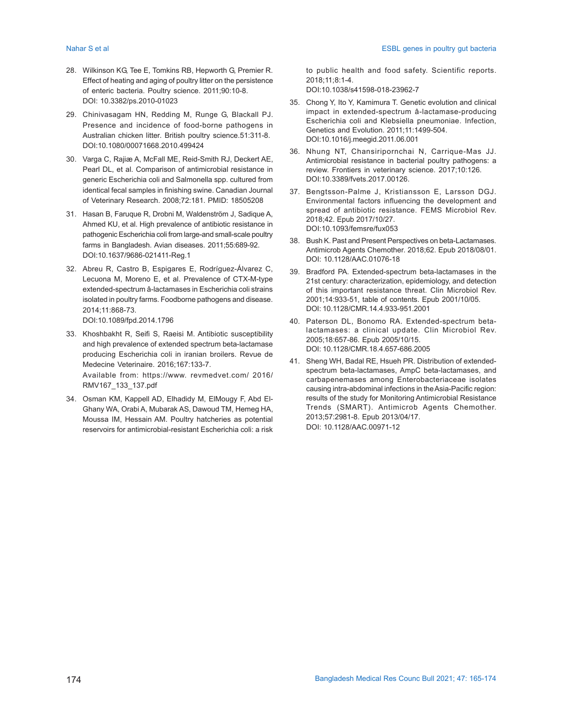28. Wilkinson KG, Tee E, Tomkins RB, Hepworth G, Premier R. Effect of heating and aging of poultry litter on the persistence of enteric bacteria. Poultry science. 2011;90:10-8. DOI: 10.3382/ps.2010-01023
29. Chinivasagam HN, Redding M, Runge G, Blackall PJ. Presence and incidence of food-borne pathogens in Australian chicken litter. British poultry science.51:311-8. DOI:10.1080/00071668.2010.499424
30. Varga C, Rajiæ A, McFall ME, Reid-Smith RJ, Deckert AE, Pearl DL, et al. Comparison of antimicrobial resistance in generic Escherichia coli and Salmonella spp. cultured from identical fecal samples in finishing swine. Canadian Journal of Veterinary Research. 2008;72:181. PMID: 18505208
31. Hasan B, Faruque R, Drobni M, Waldenström J, Sadique A, Ahmed KU, et al. High prevalence of antibiotic resistance in pathogenic Escherichia coli from large-and small-scale poultry farms in Bangladesh. Avian diseases. 2011;55:689-92. DOI:10.1637/9686-021411-Reg.1
32. Abreu R, Castro B, Espigares E, Rodríguez-Álvarez C, Lecuona M, Moreno E, et al. Prevalence of CTX-M-type extended-spectrum â-lactamases in Escherichia coli strains isolated in poultry farms. Foodborne pathogens and disease. 2014;11:868-73. DOI:10.1089/fpd.2014.1796
33. Khoshbakht R, Seifi S, Raeisi M. Antibiotic susceptibility and high prevalence of extended spectrum beta-lactamase producing Escherichia coli in iranian broilers. Revue de Medecine Veterinaire. 2016;167:133-7. Available from: https://www. revmedvet.com/ 2016/ RMV167_133_137.pdf
34. Osman KM, Kappell AD, Elhadidy M, ElMougy F, Abd El-Ghany WA, Orabi A, Mubarak AS, Dawoud TM, Hemeg HA, Moussa IM, Hessain AM. Poultry hatcheries as potential reservoirs for antimicrobial-resistant Escherichia coli: a risk to public health and food safety. Scientific reports. 2018;11;8:1-4. DOI:10.1038/s41598-018-23962-7
35. Chong Y, Ito Y, Kamimura T. Genetic evolution and clinical impact in extended-spectrum â-lactamase-producing Escherichia coli and Klebsiella pneumoniae. Infection, Genetics and Evolution. 2011;11:1499-504. DOI:10.1016/j.meegid.2011.06.001
36. Nhung NT, Chansiripornchai N, Carrique-Mas JJ. Antimicrobial resistance in bacterial poultry pathogens: a review. Frontiers in veterinary science. 2017;10:126. DOI:10.3389/fvets.2017.00126.
37. Bengtsson-Palme J, Kristiansson E, Larsson DGJ. Environmental factors influencing the development and spread of antibiotic resistance. FEMS Microbiol Rev. 2018;42. Epub 2017/10/27. DOI:10.1093/femsre/fux053
38. Bush K. Past and Present Perspectives on beta-Lactamases. Antimicrob Agents Chemother. 2018;62. Epub 2018/08/01. DOI: 10.1128/AAC.01076-18
39. Bradford PA. Extended-spectrum beta-lactamases in the 21st century: characterization, epidemiology, and detection of this important resistance threat. Clin Microbiol Rev. 2001;14:933-51, table of contents. Epub 2001/10/05. DOI: 10.1128/CMR.14.4.933-951.2001
40. Paterson DL, Bonomo RA. Extended-spectrum beta-lactamases: a clinical update. Clin Microbiol Rev. 2005;18:657-86. Epub 2005/10/15. DOI: 10.1128/CMR.18.4.657-686.2005
41. Sheng WH, Badal RE, Hsueh PR. Distribution of extended-spectrum beta-lactamases, AmpC beta-lactamases, and carbapenemases among Enterobacteriaceae isolates causing intra-abdominal infections in the Asia-Pacific region: results of the study for Monitoring Antimicrobial Resistance Trends (SMART). Antimicrob Agents Chemother. 2013;57:2981-8. Epub 2013/04/17. DOI: 10.1128/AAC.00971-12